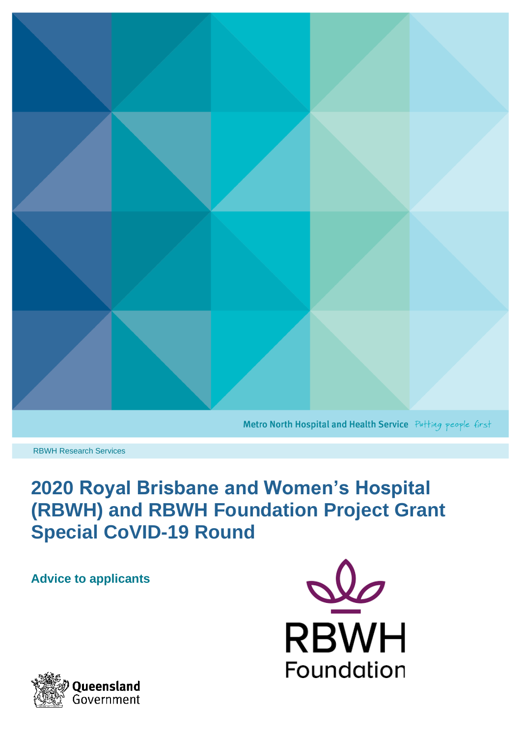Metro North Hospital and Health Service *Putting people first*

RBWH Research Services

# 2020 Royal Brisbane and Women's Hospital (RBWH) and RBWH Foundation Project Grant Special CoVID-19 Round

## Advice to applicants

RBWH Foundation

Queensland Government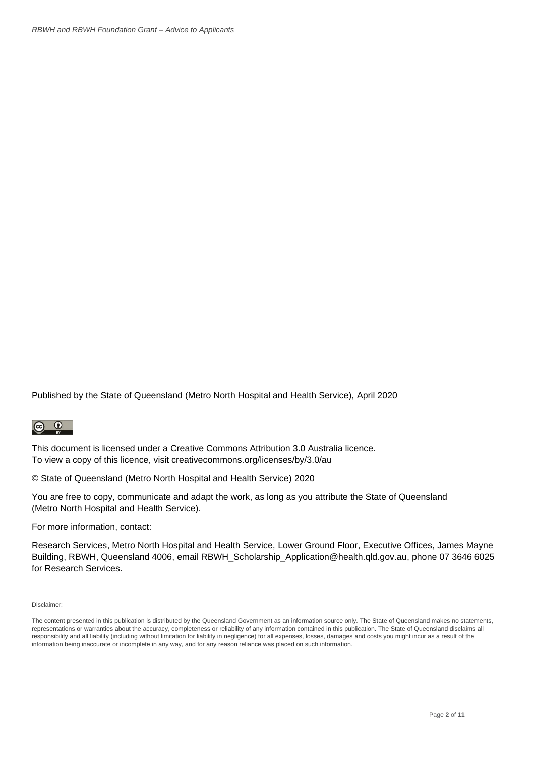Published by the State of Queensland (Metro North Hospital and Health Service), April 2020

This document is licensed under a Creative Commons Attribution 3.0 Australia licence.
To view a copy of this licence, visit creativecommons.org/licenses/by/3.0/au

© State of Queensland (Metro North Hospital and Health Service) 2020

You are free to copy, communicate and adapt the work, as long as you attribute the State of Queensland (Metro North Hospital and Health Service).

For more information, contact:

Research Services, Metro North Hospital and Health Service, Lower Ground Floor, Executive Offices, James Mayne Building, RBWH, Queensland 4006, email RBWH_Scholarship_Application@health.qld.gov.au, phone 07 3646 6025 for Research Services.

Disclaimer:

The content presented in this publication is distributed by the Queensland Government as an information source only. The State of Queensland makes no statements, representations or warranties about the accuracy, completeness or reliability of any information contained in this publication. The State of Queensland disclaims all responsibility and all liability (including without limitation for liability in negligence) for all expenses, losses, damages and costs you might incur as a result of the information being inaccurate or incomplete in any way, and for any reason reliance was placed on such information.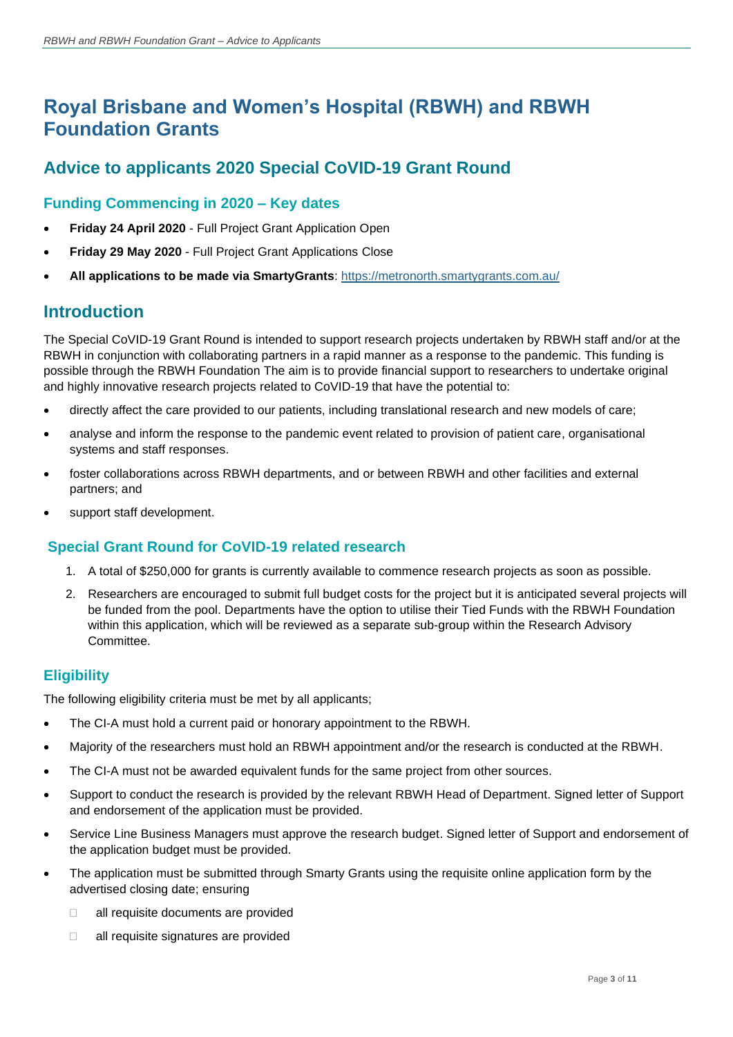# Royal Brisbane and Women's Hospital (RBWH) and RBWH Foundation Grants

## Advice to applicants 2020 Special CoVID-19 Grant Round

### Funding Commencing in 2020 – Key dates

- **Friday 24 April 2020** - Full Project Grant Application Open
- **Friday 29 May 2020** - Full Project Grant Applications Close
- **All applications to be made via SmartyGrants**: https://metronorth.smartygrants.com.au/

## Introduction

The Special CoVID-19 Grant Round is intended to support research projects undertaken by RBWH staff and/or at the RBWH in conjunction with collaborating partners in a rapid manner as a response to the pandemic. This funding is possible through the RBWH Foundation The aim is to provide financial support to researchers to undertake original and highly innovative research projects related to CoVID-19 that have the potential to:

- directly affect the care provided to our patients, including translational research and new models of care;
- analyse and inform the response to the pandemic event related to provision of patient care, organisational systems and staff responses.
- foster collaborations across RBWH departments, and or between RBWH and other facilities and external partners; and
- support staff development.

### Special Grant Round for CoVID-19 related research

1. A total of $250,000 for grants is currently available to commence research projects as soon as possible.
2. Researchers are encouraged to submit full budget costs for the project but it is anticipated several projects will be funded from the pool. Departments have the option to utilise their Tied Funds with the RBWH Foundation within this application, which will be reviewed as a separate sub-group within the Research Advisory Committee.

### Eligibility

The following eligibility criteria must be met by all applicants;

- The CI-A must hold a current paid or honorary appointment to the RBWH.
- Majority of the researchers must hold an RBWH appointment and/or the research is conducted at the RBWH.
- The CI-A must not be awarded equivalent funds for the same project from other sources.
- Support to conduct the research is provided by the relevant RBWH Head of Department. Signed letter of Support and endorsement of the application must be provided.
- Service Line Business Managers must approve the research budget. Signed letter of Support and endorsement of the application budget must be provided.
- The application must be submitted through Smarty Grants using the requisite online application form by the advertised closing date; ensuring
  - all requisite documents are provided
  - all requisite signatures are provided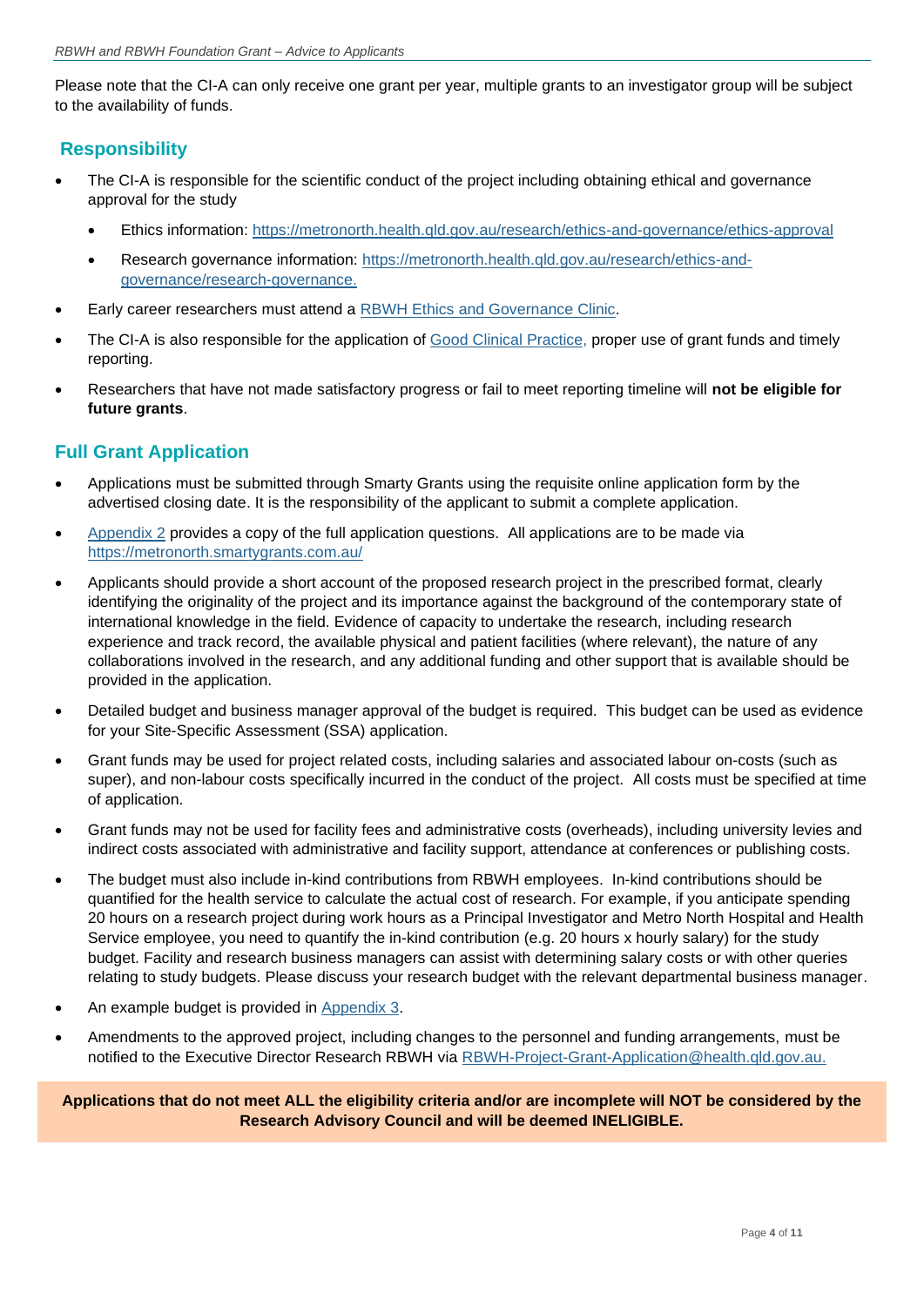Please note that the CI-A can only receive one grant per year, multiple grants to an investigator group will be subject to the availability of funds.

## Responsibility

- The CI-A is responsible for the scientific conduct of the project including obtaining ethical and governance approval for the study
  - Ethics information: https://metronorth.health.qld.gov.au/research/ethics-and-governance/ethics-approval
  - Research governance information: https://metronorth.health.qld.gov.au/research/ethics-and-governance/research-governance.
- Early career researchers must attend a RBWH Ethics and Governance Clinic.
- The CI-A is also responsible for the application of Good Clinical Practice, proper use of grant funds and timely reporting.
- Researchers that have not made satisfactory progress or fail to meet reporting timeline will **not be eligible for future grants**.

## Full Grant Application

- Applications must be submitted through Smarty Grants using the requisite online application form by the advertised closing date. It is the responsibility of the applicant to submit a complete application.
- Appendix 2 provides a copy of the full application questions. All applications are to be made via https://metronorth.smartygrants.com.au/
- Applicants should provide a short account of the proposed research project in the prescribed format, clearly identifying the originality of the project and its importance against the background of the contemporary state of international knowledge in the field. Evidence of capacity to undertake the research, including research experience and track record, the available physical and patient facilities (where relevant), the nature of any collaborations involved in the research, and any additional funding and other support that is available should be provided in the application.
- Detailed budget and business manager approval of the budget is required. This budget can be used as evidence for your Site-Specific Assessment (SSA) application.
- Grant funds may be used for project related costs, including salaries and associated labour on-costs (such as super), and non-labour costs specifically incurred in the conduct of the project. All costs must be specified at time of application.
- Grant funds may not be used for facility fees and administrative costs (overheads), including university levies and indirect costs associated with administrative and facility support, attendance at conferences or publishing costs.
- The budget must also include in-kind contributions from RBWH employees. In-kind contributions should be quantified for the health service to calculate the actual cost of research. For example, if you anticipate spending 20 hours on a research project during work hours as a Principal Investigator and Metro North Hospital and Health Service employee, you need to quantify the in-kind contribution (e.g. 20 hours x hourly salary) for the study budget. Facility and research business managers can assist with determining salary costs or with other queries relating to study budgets. Please discuss your research budget with the relevant departmental business manager.
- An example budget is provided in Appendix 3.
- Amendments to the approved project, including changes to the personnel and funding arrangements, must be notified to the Executive Director Research RBWH via RBWH-Project-Grant-Application@health.qld.gov.au.

**Applications that do not meet ALL the eligibility criteria and/or are incomplete will NOT be considered by the Research Advisory Council and will be deemed INELIGIBLE.**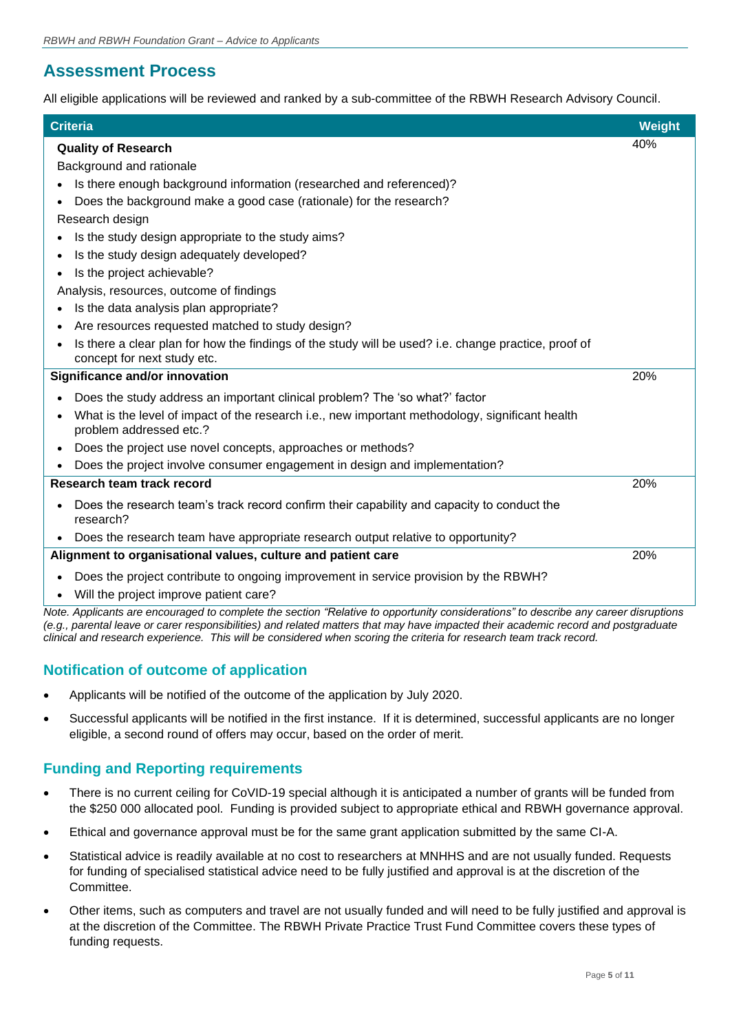## Assessment Process

All eligible applications will be reviewed and ranked by a sub-committee of the RBWH Research Advisory Council.

| Criteria | Weight |
|---|---|
| **Quality of Research**<br>Background and rationale<br>• Is there enough background information (researched and referenced)?<br>• Does the background make a good case (rationale) for the research?<br>Research design<br>• Is the study design appropriate to the study aims?<br>• Is the study design adequately developed?<br>• Is the project achievable?<br>Analysis, resources, outcome of findings<br>• Is the data analysis plan appropriate?<br>• Are resources requested matched to study design?<br>• Is there a clear plan for how the findings of the study will be used? i.e. change practice, proof of concept for next study etc. | 40% |
| **Significance and/or innovation**<br>• Does the study address an important clinical problem? The 'so what?' factor<br>• What is the level of impact of the research i.e., new important methodology, significant health problem addressed etc.?<br>• Does the project use novel concepts, approaches or methods?<br>• Does the project involve consumer engagement in design and implementation? | 20% |
| **Research team track record**<br>• Does the research team's track record confirm their capability and capacity to conduct the research?<br>• Does the research team have appropriate research output relative to opportunity? | 20% |
| **Alignment to organisational values, culture and patient care**<br>• Does the project contribute to ongoing improvement in service provision by the RBWH?<br>• Will the project improve patient care? | 20% |

*Note. Applicants are encouraged to complete the section "Relative to opportunity considerations" to describe any career disruptions (e.g., parental leave or carer responsibilities) and related matters that may have impacted their academic record and postgraduate clinical and research experience. This will be considered when scoring the criteria for research team track record.*

### Notification of outcome of application

- Applicants will be notified of the outcome of the application by July 2020.
- Successful applicants will be notified in the first instance. If it is determined, successful applicants are no longer eligible, a second round of offers may occur, based on the order of merit.

### Funding and Reporting requirements

- There is no current ceiling for CoVID-19 special although it is anticipated a number of grants will be funded from the $250 000 allocated pool. Funding is provided subject to appropriate ethical and RBWH governance approval.
- Ethical and governance approval must be for the same grant application submitted by the same CI-A.
- Statistical advice is readily available at no cost to researchers at MNHHS and are not usually funded. Requests for funding of specialised statistical advice need to be fully justified and approval is at the discretion of the Committee.
- Other items, such as computers and travel are not usually funded and will need to be fully justified and approval is at the discretion of the Committee. The RBWH Private Practice Trust Fund Committee covers these types of funding requests.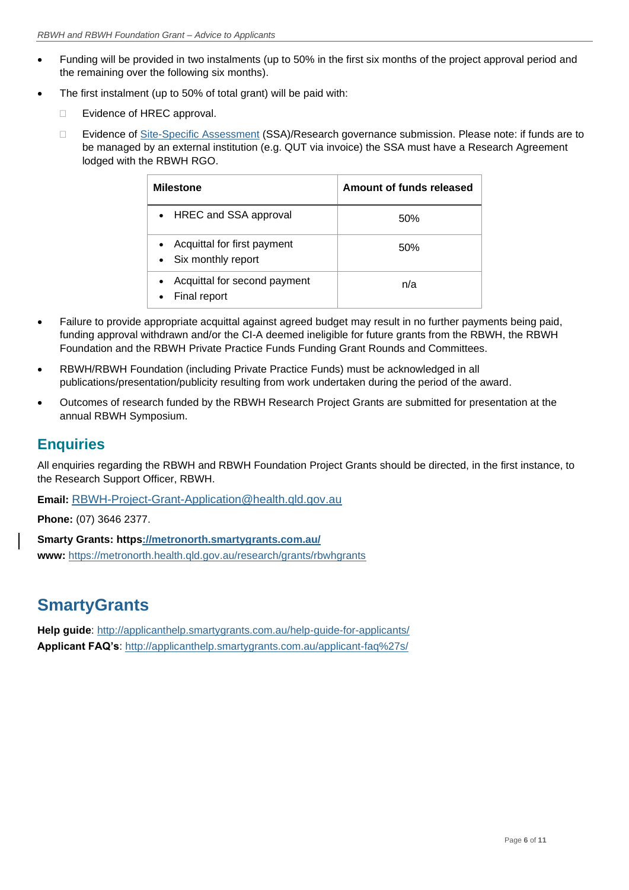- Funding will be provided in two instalments (up to 50% in the first six months of the project approval period and the remaining over the following six months).
- The first instalment (up to 50% of total grant) will be paid with:
  - Evidence of HREC approval.
  - Evidence of Site-Specific Assessment (SSA)/Research governance submission. Please note: if funds are to be managed by an external institution (e.g. QUT via invoice) the SSA must have a Research Agreement lodged with the RBWH RGO.

| Milestone | Amount of funds released |
|---|---|
| • HREC and SSA approval | 50% |
| • Acquittal for first payment<br>• Six monthly report | 50% |
| • Acquittal for second payment<br>• Final report | n/a |

- Failure to provide appropriate acquittal against agreed budget may result in no further payments being paid, funding approval withdrawn and/or the CI-A deemed ineligible for future grants from the RBWH, the RBWH Foundation and the RBWH Private Practice Funds Funding Grant Rounds and Committees.
- RBWH/RBWH Foundation (including Private Practice Funds) must be acknowledged in all publications/presentation/publicity resulting from work undertaken during the period of the award.
- Outcomes of research funded by the RBWH Research Project Grants are submitted for presentation at the annual RBWH Symposium.

## Enquiries

All enquiries regarding the RBWH and RBWH Foundation Project Grants should be directed, in the first instance, to the Research Support Officer, RBWH.

**Email:** RBWH-Project-Grant-Application@health.qld.gov.au

**Phone:** (07) 3646 2377.

**Smarty Grants: https://metronorth.smartygrants.com.au/**
**www:** https://metronorth.health.qld.gov.au/research/grants/rbwhgrants

# SmartyGrants

**Help guide**: http://applicanthelp.smartygrants.com.au/help-guide-for-applicants/
**Applicant FAQ's**: http://applicanthelp.smartygrants.com.au/applicant-faq%27s/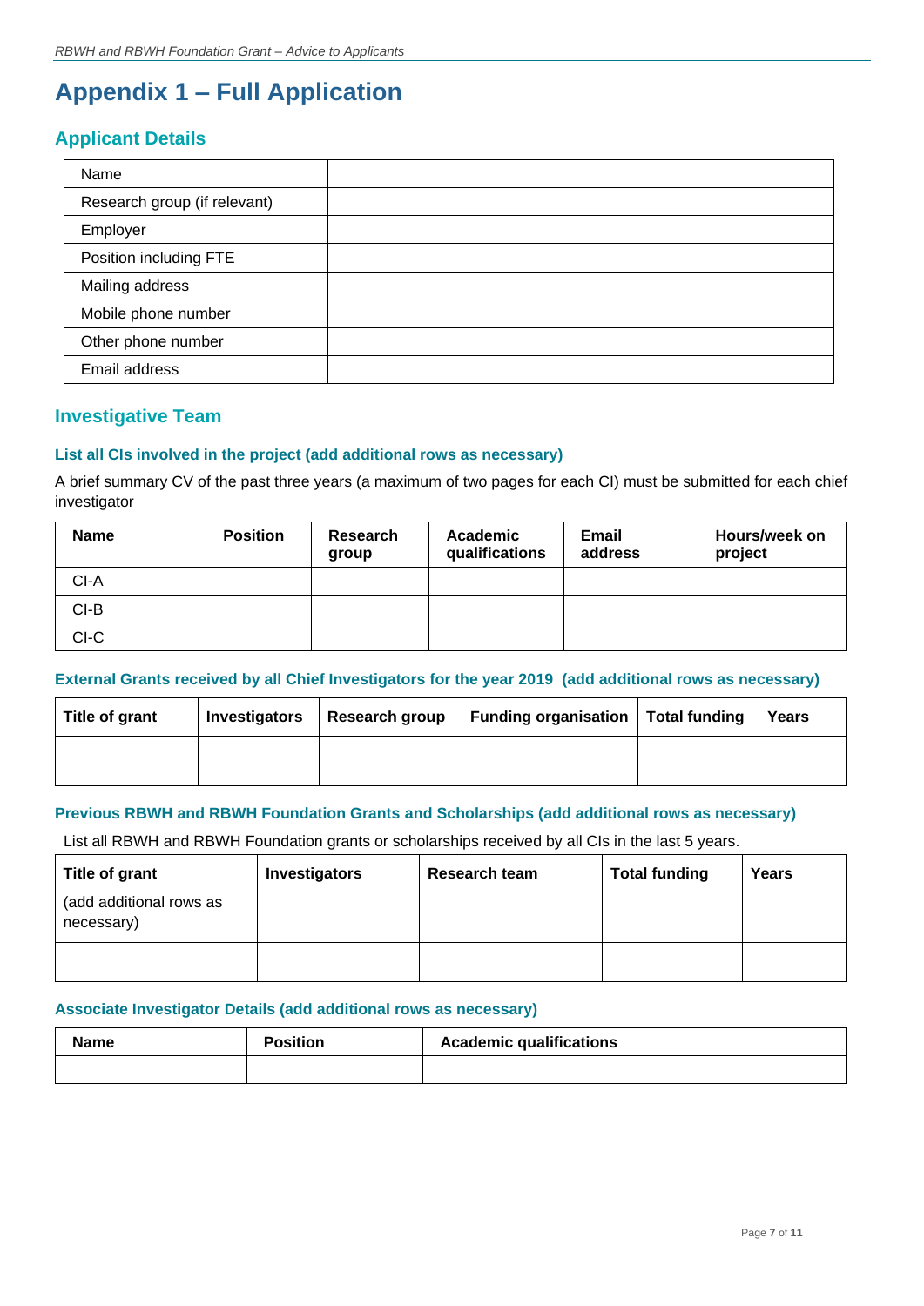# Appendix 1 – Full Application

## Applicant Details

| Name | |
|---|---|
| Research group (if relevant) | |
| Employer | |
| Position including FTE | |
| Mailing address | |
| Mobile phone number | |
| Other phone number | |
| Email address | |

## Investigative Team

### List all CIs involved in the project (add additional rows as necessary)

A brief summary CV of the past three years (a maximum of two pages for each CI) must be submitted for each chief investigator

| Name | Position | Research group | Academic qualifications | Email address | Hours/week on project |
|---|---|---|---|---|---|
| CI-A | | | | | |
| CI-B | | | | | |
| CI-C | | | | | |

### External Grants received by all Chief Investigators for the year 2019 (add additional rows as necessary)

| Title of grant | Investigators | Research group | Funding organisation | Total funding | Years |
|---|---|---|---|---|---|
| | | | | | |

### Previous RBWH and RBWH Foundation Grants and Scholarships (add additional rows as necessary)

List all RBWH and RBWH Foundation grants or scholarships received by all CIs in the last 5 years.

| Title of grant (add additional rows as necessary) | Investigators | Research team | Total funding | Years |
|---|---|---|---|---|
| | | | | |

### Associate Investigator Details (add additional rows as necessary)

| Name | Position | Academic qualifications |
|---|---|---|
| | | |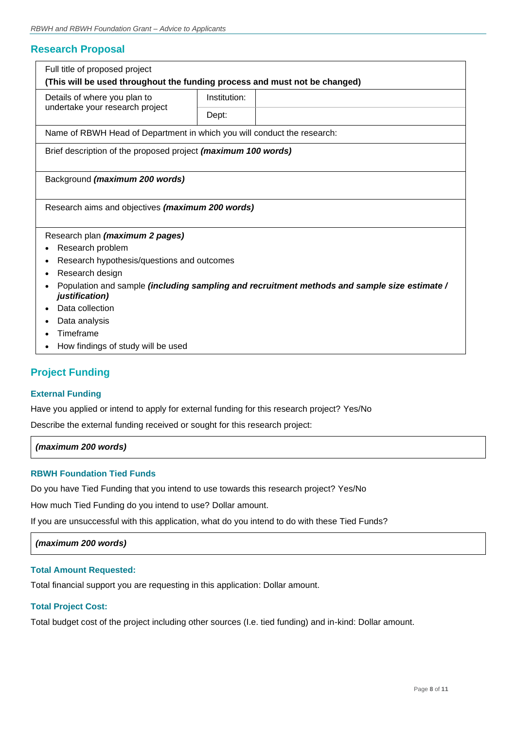## Research Proposal

| Full title of proposed project<br>**(This will be used throughout the funding process and must not be changed)** | | |
|---|---|---|
| Details of where you plan to undertake your research project | Institution: | |
| | Dept: | |
| Name of RBWH Head of Department in which you will conduct the research: | | |
| Brief description of the proposed project ***(maximum 100 words)*** | | |
| Background ***(maximum 200 words)*** | | |
| Research aims and objectives ***(maximum 200 words)*** | | |
| Research plan ***(maximum 2 pages)***<br>• Research problem<br>• Research hypothesis/questions and outcomes<br>• Research design<br>• Population and sample ***(including sampling and recruitment methods and sample size estimate / justification)***<br>• Data collection<br>• Data analysis<br>• Timeframe<br>• How findings of study will be used | | |

## Project Funding

### External Funding

Have you applied or intend to apply for external funding for this research project? Yes/No

Describe the external funding received or sought for this research project:

| ***(maximum 200 words)*** |
|---|

### RBWH Foundation Tied Funds

Do you have Tied Funding that you intend to use towards this research project? Yes/No

How much Tied Funding do you intend to use? Dollar amount.

If you are unsuccessful with this application, what do you intend to do with these Tied Funds?

| ***(maximum 200 words)*** |
|---|

### Total Amount Requested:

Total financial support you are requesting in this application: Dollar amount.

### Total Project Cost:

Total budget cost of the project including other sources (I.e. tied funding) and in-kind: Dollar amount.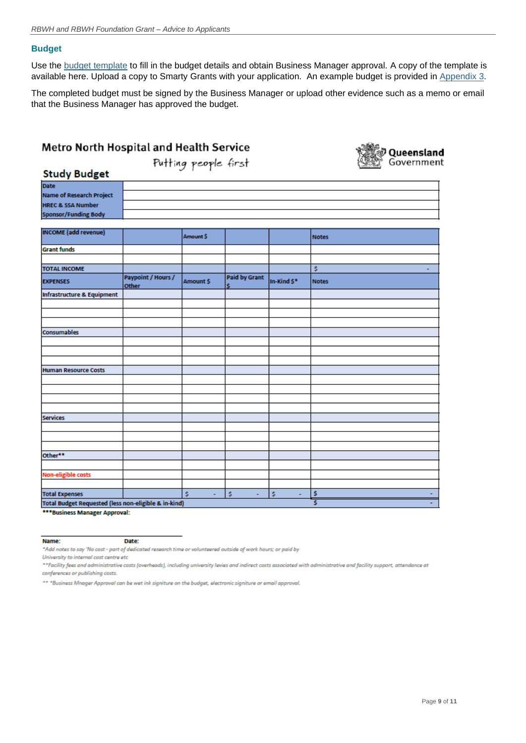## Budget

Use the budget template to fill in the budget details and obtain Business Manager approval. A copy of the template is available here. Upload a copy to Smarty Grants with your application. An example budget is provided in Appendix 3.

The completed budget must be signed by the Business Manager or upload other evidence such as a memo or email that the Business Manager has approved the budget.

**Metro North Hospital and Health Service**

Putting people first

Queensland Government

**Study Budget**

| | |
|---|---|
| **Date** | |
| **Name of Research Project** | |
| **HREC & SSA Number** | |
| **Sponsor/Funding Body** | |

| **INCOME (add revenue)** | | **Amount $** | | | **Notes** |
|---|---|---|---|---|---|
| **Grant funds** | | | | | |
| | | | | | |
| **TOTAL INCOME** | | | | | $ - |
| **EXPENSES** | **Paypoint / Hours / Other** | **Amount $** | **Paid by Grant $** | **In-Kind $*** | **Notes** |
| **Infrastructure & Equipment** | | | | | |
| | | | | | |
| | | | | | |
| | | | | | |
| **Consumables** | | | | | |
| | | | | | |
| | | | | | |
| | | | | | |
| **Human Resource Costs** | | | | | |
| | | | | | |
| | | | | | |
| | | | | | |
| | | | | | |
| **Services** | | | | | |
| | | | | | |
| | | | | | |
| | | | | | |
| **Other**** | | | | | |
| | | | | | |
| **Non-eligible costs** | | | | | |
| | | | | | |
| **Total Expenses** | | $ - | $ - | $ - | $ - |
| **Total Budget Requested (less non-eligible & in-kind)** | | | | | $ - |

*****Business Manager Approval:**

**Name:** **Date:**

*Add notes to say 'No cost - part of dedicated research time or volunteered outside of work hours; or paid by University to internal cost centre etc

**Facility fees and administrative costs (overheads), including university levies and indirect costs associated with administrative and facility support, attendance at conferences or publishing costs.

** *Business Mnager Approval can be wet ink signiture on the budget, electronic signiture or email approval.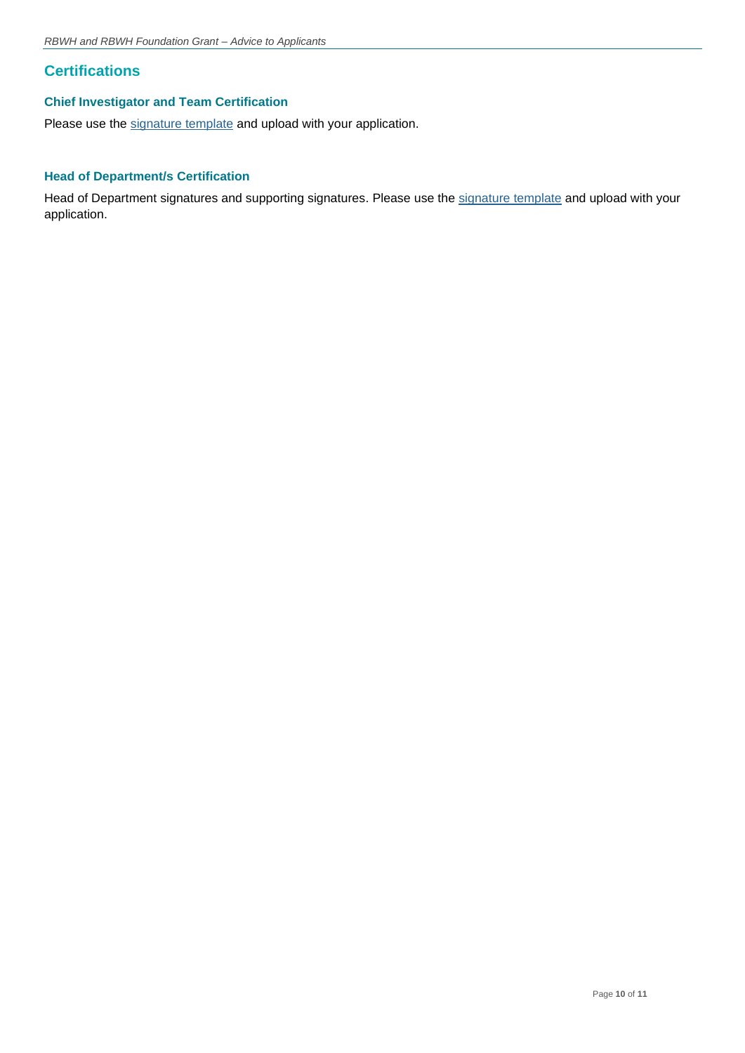## Certifications

### Chief Investigator and Team Certification

Please use the signature template and upload with your application.

### Head of Department/s Certification

Head of Department signatures and supporting signatures. Please use the signature template and upload with your application.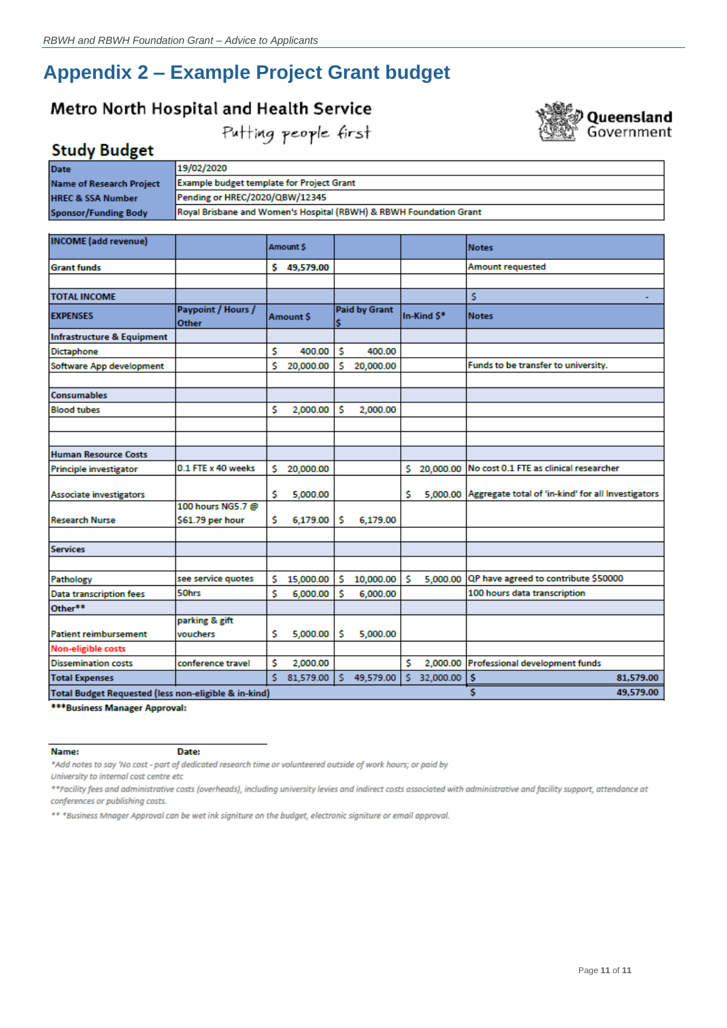# Appendix 2 – Example Project Grant budget

## Metro North Hospital and Health Service

Putting people first

Queensland Government

## Study Budget

| | |
|---|---|
| Date | 19/02/2020 |
| Name of Research Project | Example budget template for Project Grant |
| HREC & SSA Number | Pending or HREC/2020/QBW/12345 |
| Sponsor/Funding Body | Royal Brisbane and Women's Hospital (RBWH) & RBWH Foundation Grant |

| INCOME (add revenue) | | Amount $ | | | Notes |
|---|---|---|---|---|---|
| Grant funds | | $ 49,579.00 | | | Amount requested |
| | | | | | |
| TOTAL INCOME | | | | | $ - |
| EXPENSES | Paypoint / Hours / Other | Amount $ | Paid by Grant $ | In-Kind $* | Notes |
| Infrastructure & Equipment | | | | | |
| Dictaphone | | $ 400.00 | $ 400.00 | | |
| Software App development | | $ 20,000.00 | $ 20,000.00 | | Funds to be transfer to university. |
| | | | | | |
| Consumables | | | | | |
| Blood tubes | | $ 2,000.00 | $ 2,000.00 | | |
| | | | | | |
| | | | | | |
| Human Resource Costs | | | | | |
| Principle investigator | 0.1 FTE x 40 weeks | $ 20,000.00 | | $ 20,000.00 | No cost 0.1 FTE as clinical researcher |
| Associate investigators | | $ 5,000.00 | | $ 5,000.00 | Aggregate total of 'in-kind' for all Investigators |
| Research Nurse | 100 hours NG5.7 @ $61.79 per hour | $ 6,179.00 | $ 6,179.00 | | |
| | | | | | |
| Services | | | | | |
| | | | | | |
| Pathology | see service quotes | $ 15,000.00 | $ 10,000.00 | $ 5,000.00 | QP have agreed to contribute $50000 |
| Data transcription fees | 50hrs | $ 6,000.00 | $ 6,000.00 | | 100 hours data transcription |
| Other** | | | | | |
| Patient reimbursement | parking & gift vouchers | $ 5,000.00 | $ 5,000.00 | | |
| Non-eligible costs | | | | | |
| Dissemination costs | conference travel | $ 2,000.00 | | $ 2,000.00 | Professional development funds |
| Total Expenses | | $ 81,579.00 | $ 49,579.00 | $ 32,000.00 | $ 81,579.00 |
| Total Budget Requested (less non-eligible & in-kind) | | | | | $ 49,579.00 |

***Business Manager Approval:

Name: Date:

*Add notes to say 'No cost - part of dedicated research time or volunteered outside of work hours; or paid by University to internal cost centre etc

**Facility fees and administrative costs (overheads), including university levies and indirect costs associated with administrative and facility support, attendance at conferences or publishing costs.

** *Business Mnager Approval can be wet ink signiture on the budget, electronic signiture or email approval.